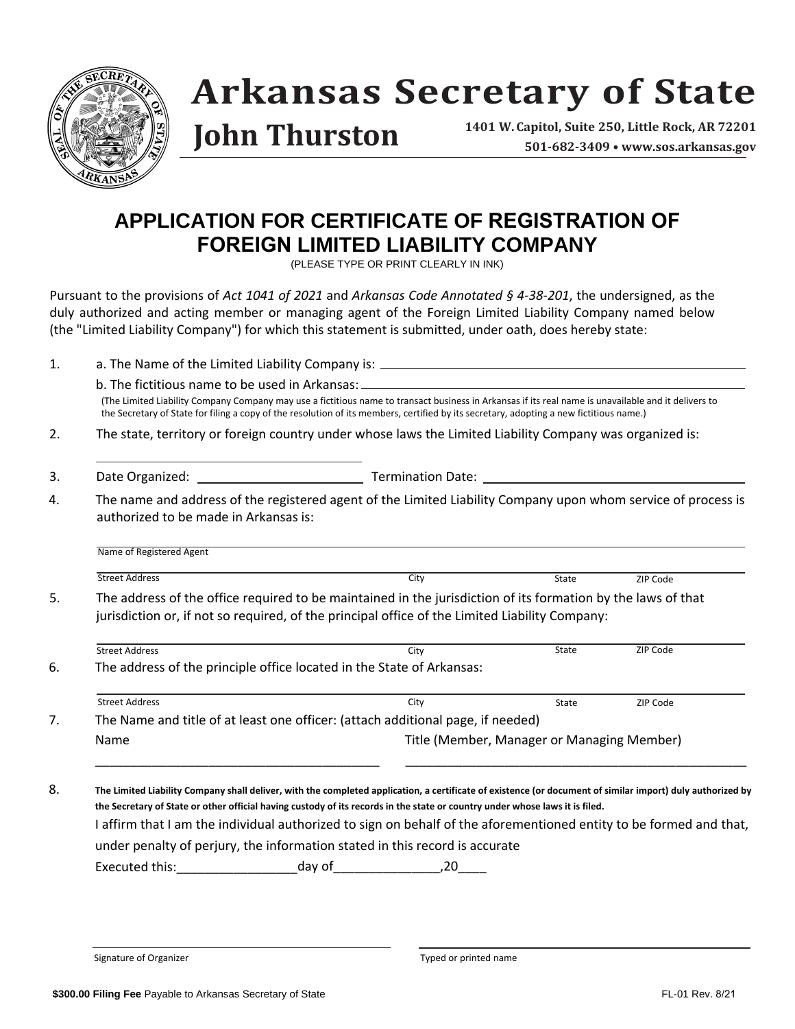# Arkansas Secretary of State

## John Thurston

1401 W. Capitol, Suite 250, Little Rock, AR 72201
501-682-3409 • www.sos.arkansas.gov

## APPLICATION FOR CERTIFICATE OF REGISTRATION OF FOREIGN LIMITED LIABILITY COMPANY

(PLEASE TYPE OR PRINT CLEARLY IN INK)

Pursuant to the provisions of *Act 1041 of 2021* and *Arkansas Code Annotated § 4-38-201*, the undersigned, as the duly authorized and acting member or managing agent of the Foreign Limited Liability Company named below (the "Limited Liability Company") for which this statement is submitted, under oath, does hereby state:

1. a. The Name of the Limited Liability Company is: ______________________________

   b. The fictitious name to be used in Arkansas: ______________________________

   (The Limited Liability Company Company may use a fictitious name to transact business in Arkansas if its real name is unavailable and it delivers to the Secretary of State for filing a copy of the resolution of its members, certified by its secretary, adopting a new fictitious name.)

2. The state, territory or foreign country under whose laws the Limited Liability Company was organized is:

   ______________________________

3. Date Organized: ____________________ Termination Date: ______________________________

4. The name and address of the registered agent of the Limited Liability Company upon whom service of process is authorized to be made in Arkansas is:

   ______________________________
   Name of Registered Agent

   ______________________________
   Street Address | City | State | ZIP Code

5. The address of the office required to be maintained in the jurisdiction of its formation by the laws of that jurisdiction or, if not so required, of the principal office of the Limited Liability Company:

   ______________________________
   Street Address | City | State | ZIP Code

6. The address of the principle office located in the State of Arkansas:

   ______________________________
   Street Address | City | State | ZIP Code

7. The Name and title of at least one officer: (attach additional page, if needed)

   Name ______________________________ Title (Member, Manager or Managing Member) ______________________________

8. **The Limited Liability Company shall deliver, with the completed application, a certificate of existence (or document of similar import) duly authorized by the Secretary of State or other official having custody of its records in the state or country under whose laws it is filed.**

   I affirm that I am the individual authorized to sign on behalf of the aforementioned entity to be formed and that, under penalty of perjury, the information stated in this record is accurate

   Executed this:________________day of______________,20____

______________________________
Signature of Organizer

______________________________
Typed or printed name

**$300.00 Filing Fee** Payable to Arkansas Secretary of State

FL-01 Rev. 8/21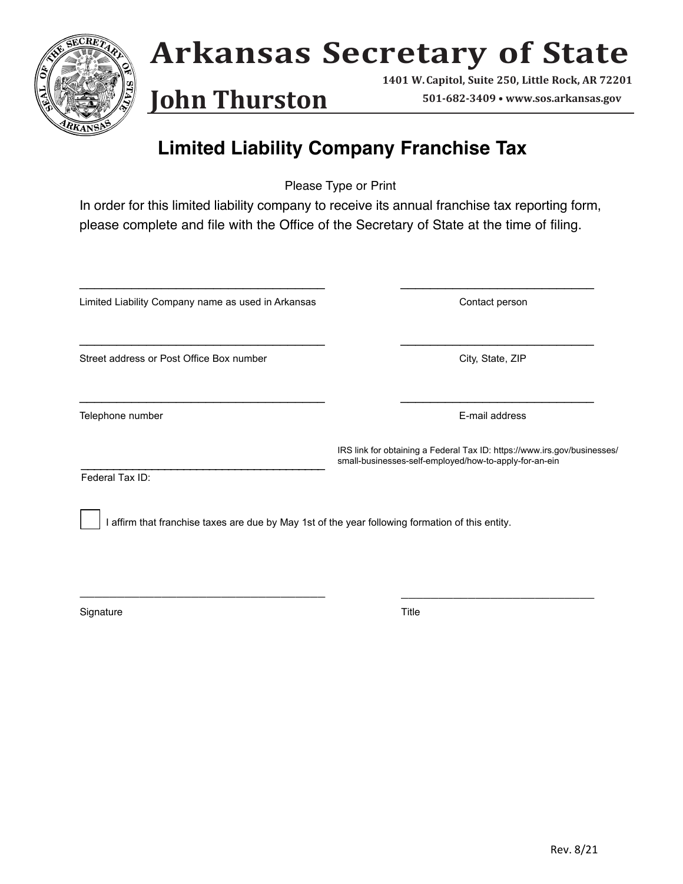# Arkansas Secretary of State

## John Thurston

**1401 W. Capitol, Suite 250, Little Rock, AR 72201**

**501-682-3409 • www.sos.arkansas.gov**

## Limited Liability Company Franchise Tax

Please Type or Print

In order for this limited liability company to receive its annual franchise tax reporting form, please complete and file with the Office of the Secretary of State at the time of filing.

_______________________________________
Limited Liability Company name as used in Arkansas

_______________________________________
Contact person

_______________________________________
Street address or Post Office Box number

_______________________________________
City, State, ZIP

_______________________________________
Telephone number

_______________________________________
E-mail address

_______________________________________
Federal Tax ID:

IRS link for obtaining a Federal Tax ID: https://www.irs.gov/businesses/small-businesses-self-employed/how-to-apply-for-an-ein

☐ I affirm that franchise taxes are due by May 1st of the year following formation of this entity.

_______________________________________
Signature

_______________________________________
Title

Rev. 8/21